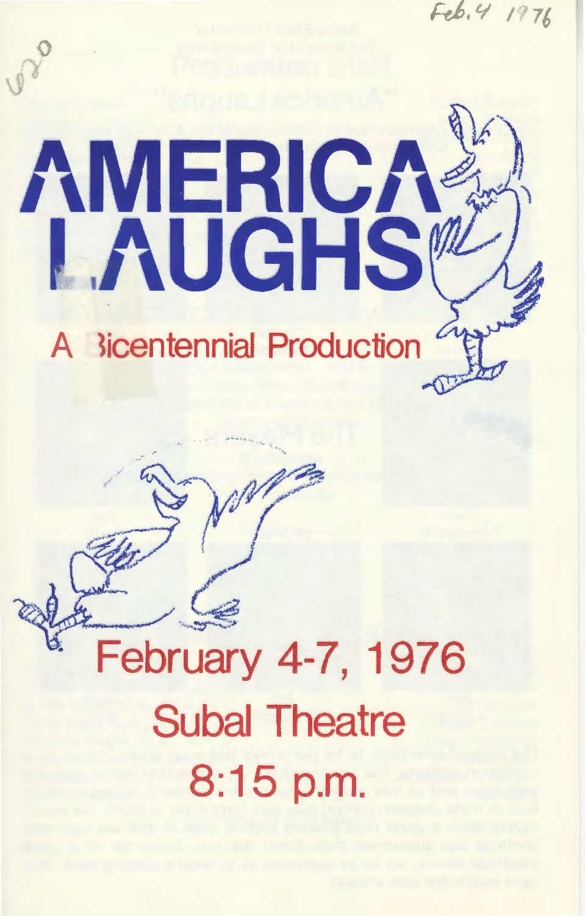Feb. 4 1976

# AMERICA LAUGHS

## A Bicentennial Production

## February 4-7, 1976

## Subal Theatre

## 8:15 p.m.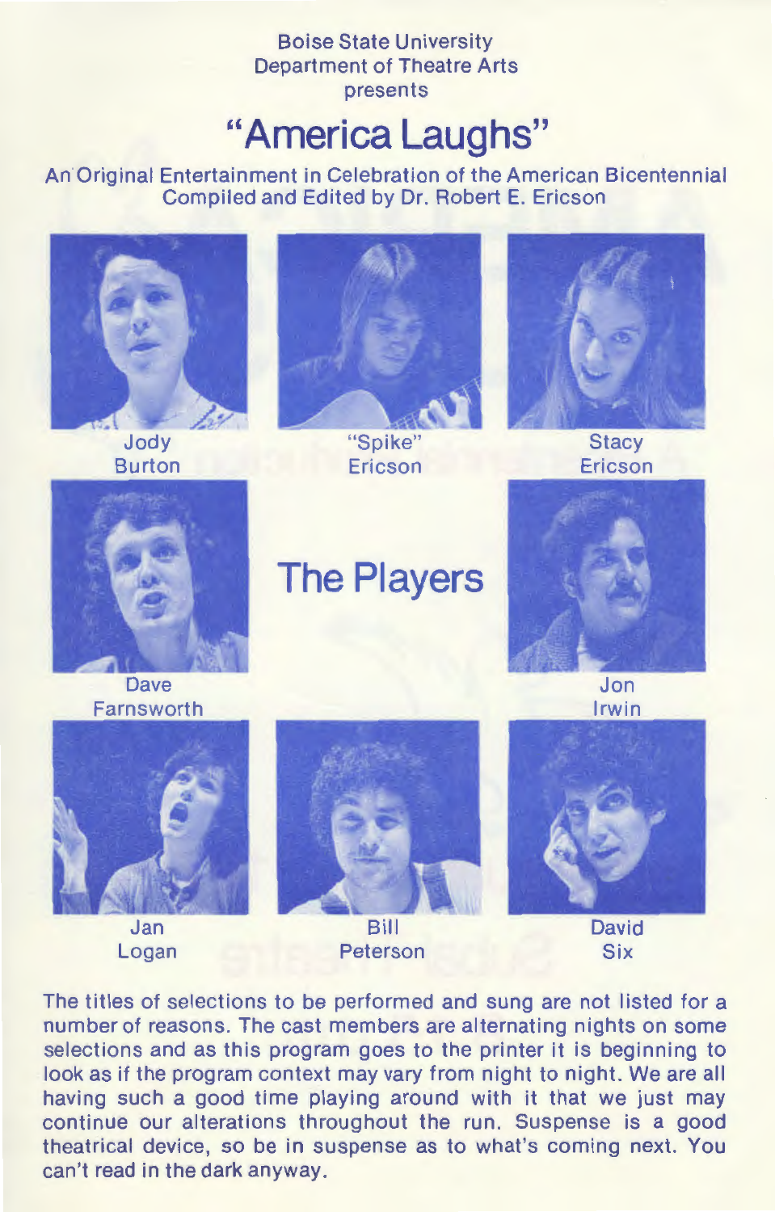Boise State University
Department of Theatre Arts
presents

# "America Laughs"

An Original Entertainment in Celebration of the American Bicentennial
Compiled and Edited by Dr. Robert E. Ericson

## The Players

Jody Burton

"Spike" Ericson

Stacy Ericson

Dave Farnsworth

Jon Irwin

Jan Logan

Bill Peterson

David Six

The titles of selections to be performed and sung are not listed for a number of reasons. The cast members are alternating nights on some selections and as this program goes to the printer it is beginning to look as if the program context may vary from night to night. We are all having such a good time playing around with it that we just may continue our alterations throughout the run. Suspense is a good theatrical device, so be in suspense as to what's coming next. You can't read in the dark anyway.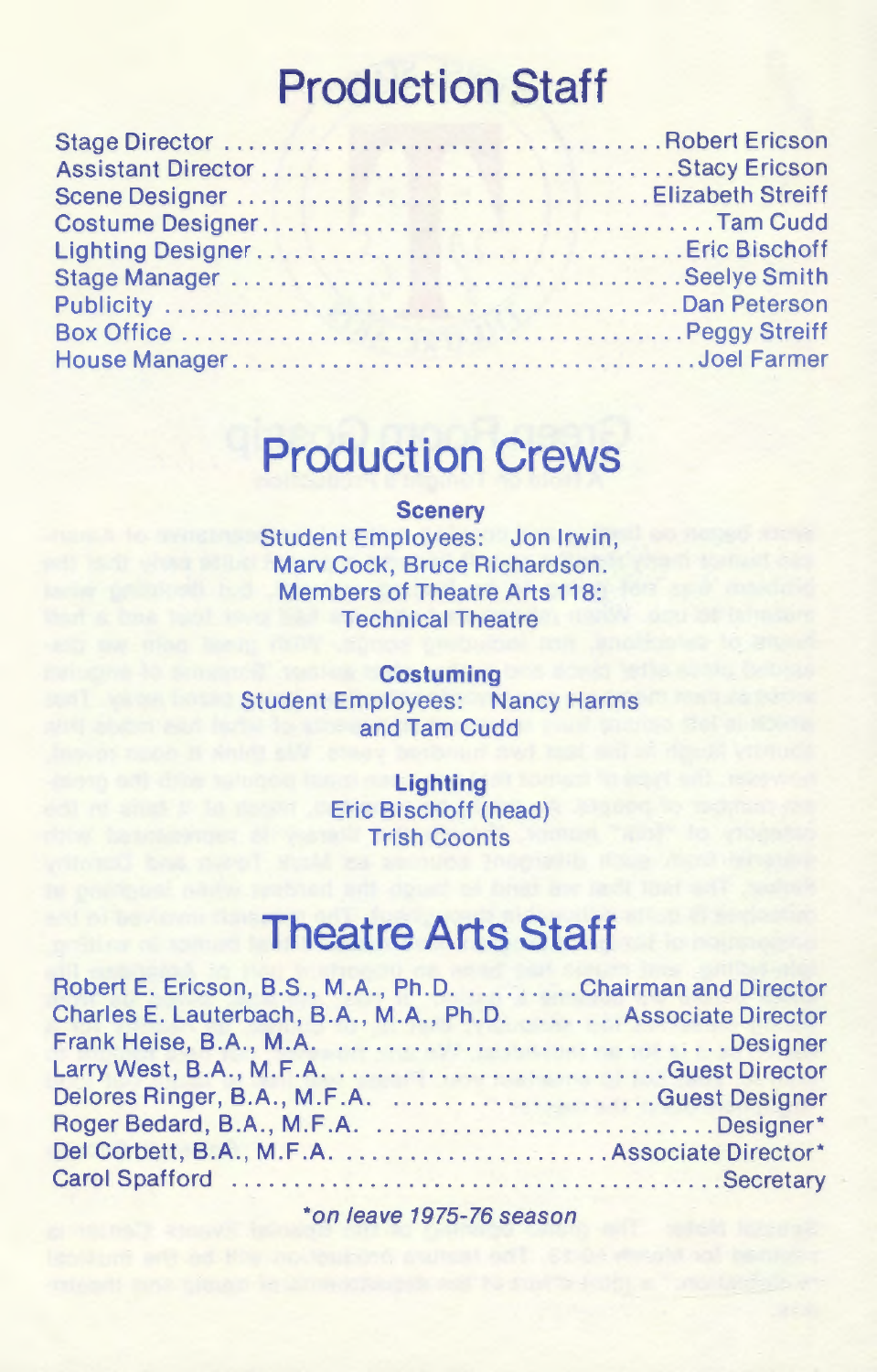# Production Staff

Stage Director . . . . . . . . . . . . . . . . . . . . . . . . . . . . . . . . . . . Robert Ericson
Assistant Director . . . . . . . . . . . . . . . . . . . . . . . . . . . . . . . Stacy Ericson
Scene Designer . . . . . . . . . . . . . . . . . . . . . . . . . . . . . . . . Elizabeth Streiff
Costume Designer . . . . . . . . . . . . . . . . . . . . . . . . . . . . . . . . . . Tam Cudd
Lighting Designer . . . . . . . . . . . . . . . . . . . . . . . . . . . . . . . . Eric Bischoff
Stage Manager . . . . . . . . . . . . . . . . . . . . . . . . . . . . . . . . . . Seelye Smith
Publicity . . . . . . . . . . . . . . . . . . . . . . . . . . . . . . . . . . . . . Dan Peterson
Box Office . . . . . . . . . . . . . . . . . . . . . . . . . . . . . . . . . . . . Peggy Streiff
House Manager . . . . . . . . . . . . . . . . . . . . . . . . . . . . . . . . . . . Joel Farmer

# Production Crews

**Scenery**

Student Employees: Jon Irwin,
Marv Cock, Bruce Richardson.
Members of Theatre Arts 118:
Technical Theatre

**Costuming**

Student Employees: Nancy Harms
and Tam Cudd

**Lighting**

Eric Bischoff (head)
Trish Coonts

# Theatre Arts Staff

Robert E. Ericson, B.S., M.A., Ph.D. . . . . . . . . . Chairman and Director
Charles E. Lauterbach, B.A., M.A., Ph.D. . . . . . . . . Associate Director
Frank Heise, B.A., M.A. . . . . . . . . . . . . . . . . . . . . . . . . . . . . . Designer
Larry West, B.A., M.F.A. . . . . . . . . . . . . . . . . . . . . . . . . . Guest Director
Delores Ringer, B.A., M.F.A. . . . . . . . . . . . . . . . . . . . . . . Guest Designer
Roger Bedard, B.A., M.F.A. . . . . . . . . . . . . . . . . . . . . . . . . . . . Designer*
Del Corbett, B.A., M.F.A. . . . . . . . . . . . . . . . . . . . . . . Associate Director*
Carol Spafford . . . . . . . . . . . . . . . . . . . . . . . . . . . . . . . . . . . . . Secretary

*\*on leave 1975-76 season*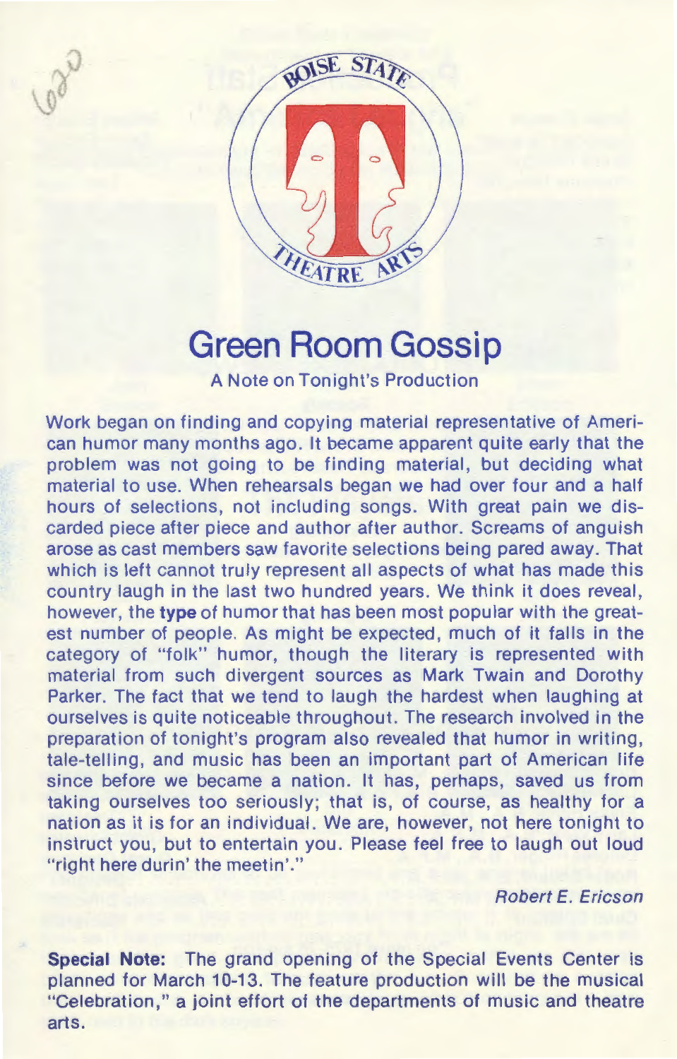# Green Room Gossip

A Note on Tonight's Production

Work began on finding and copying material representative of American humor many months ago. It became apparent quite early that the problem was not going to be finding material, but deciding what material to use. When rehearsals began we had over four and a half hours of selections, not including songs. With great pain we discarded piece after piece and author after author. Screams of anguish arose as cast members saw favorite selections being pared away. That which is left cannot truly represent all aspects of what has made this country laugh in the last two hundred years. We think it does reveal, however, the **type** of humor that has been most popular with the greatest number of people. As might be expected, much of it falls in the category of "folk" humor, though the literary is represented with material from such divergent sources as Mark Twain and Dorothy Parker. The fact that we tend to laugh the hardest when laughing at ourselves is quite noticeable throughout. The research involved in the preparation of tonight's program also revealed that humor in writing, tale-telling, and music has been an important part of American life since before we became a nation. It has, perhaps, saved us from taking ourselves too seriously; that is, of course, as healthy for a nation as it is for an individual. We are, however, not here tonight to instruct you, but to entertain you. Please feel free to laugh out loud "right here durin' the meetin'."

*Robert E. Ericson*

**Special Note:** The grand opening of the Special Events Center is planned for March 10-13. The feature production will be the musical "Celebration," a joint effort of the departments of music and theatre arts.